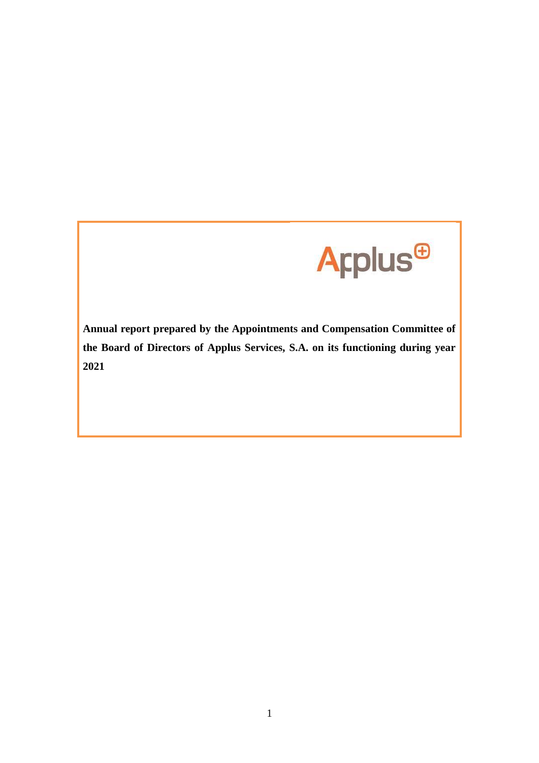Applus⊕

**Annual report prepared by the Appointments and Compensation Committee of the Board of Directors of Applus Services, S.A. on its functioning during year 2021**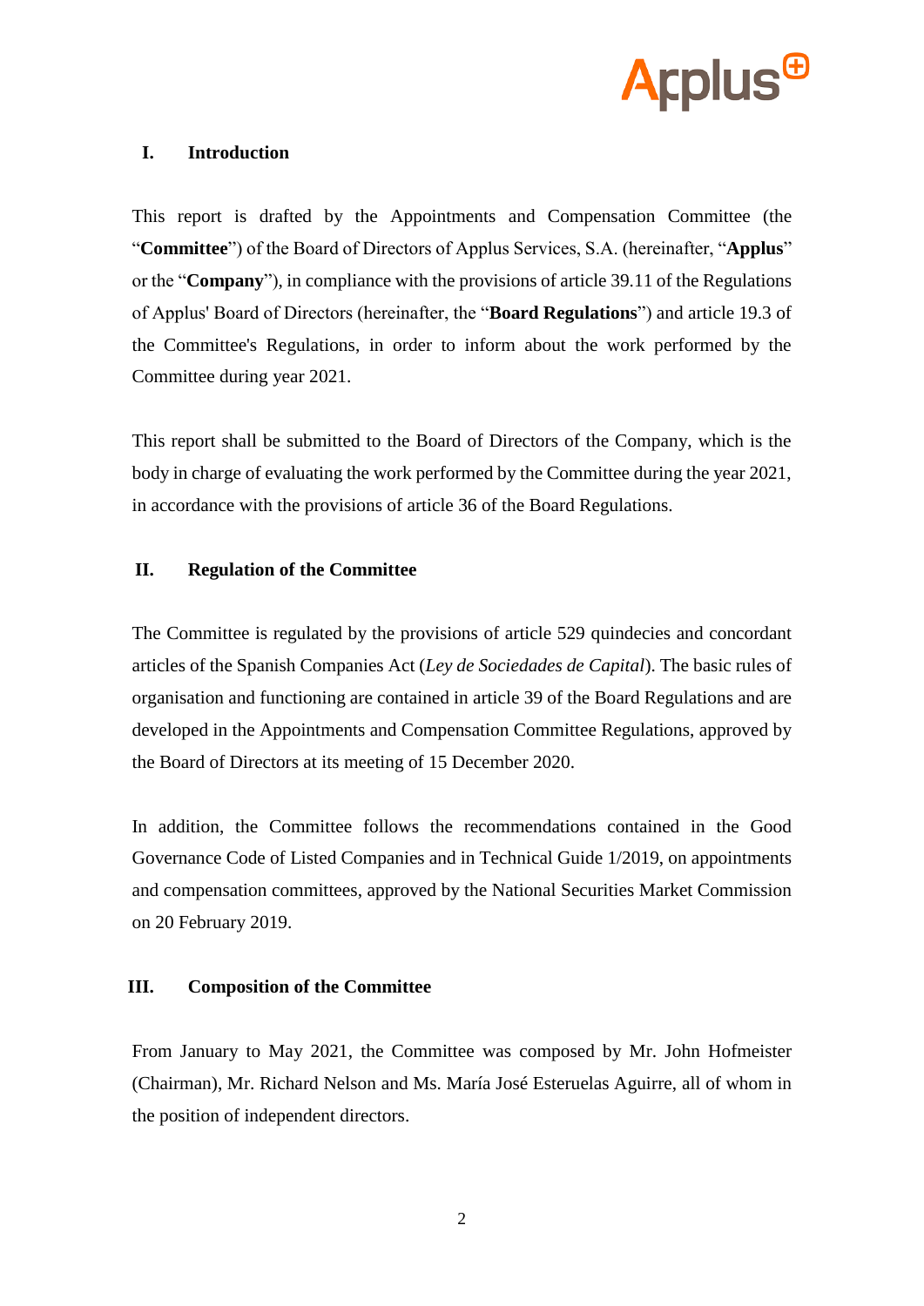## I. Introduction

This report is drafted by the Appointments and Compensation Committee (the "**Committee**") of the Board of Directors of Applus Services, S.A. (hereinafter, "**Applus**" or the "**Company**"), in compliance with the provisions of article 39.11 of the Regulations of Applus' Board of Directors (hereinafter, the "**Board Regulations**") and article 19.3 of the Committee's Regulations, in order to inform about the work performed by the Committee during year 2021.

This report shall be submitted to the Board of Directors of the Company, which is the body in charge of evaluating the work performed by the Committee during the year 2021, in accordance with the provisions of article 36 of the Board Regulations.

## II. Regulation of the Committee

The Committee is regulated by the provisions of article 529 quindecies and concordant articles of the Spanish Companies Act (*Ley de Sociedades de Capital*). The basic rules of organisation and functioning are contained in article 39 of the Board Regulations and are developed in the Appointments and Compensation Committee Regulations, approved by the Board of Directors at its meeting of 15 December 2020.

In addition, the Committee follows the recommendations contained in the Good Governance Code of Listed Companies and in Technical Guide 1/2019, on appointments and compensation committees, approved by the National Securities Market Commission on 20 February 2019.

## III. Composition of the Committee

From January to May 2021, the Committee was composed by Mr. John Hofmeister (Chairman), Mr. Richard Nelson and Ms. María José Esteruelas Aguirre, all of whom in the position of independent directors.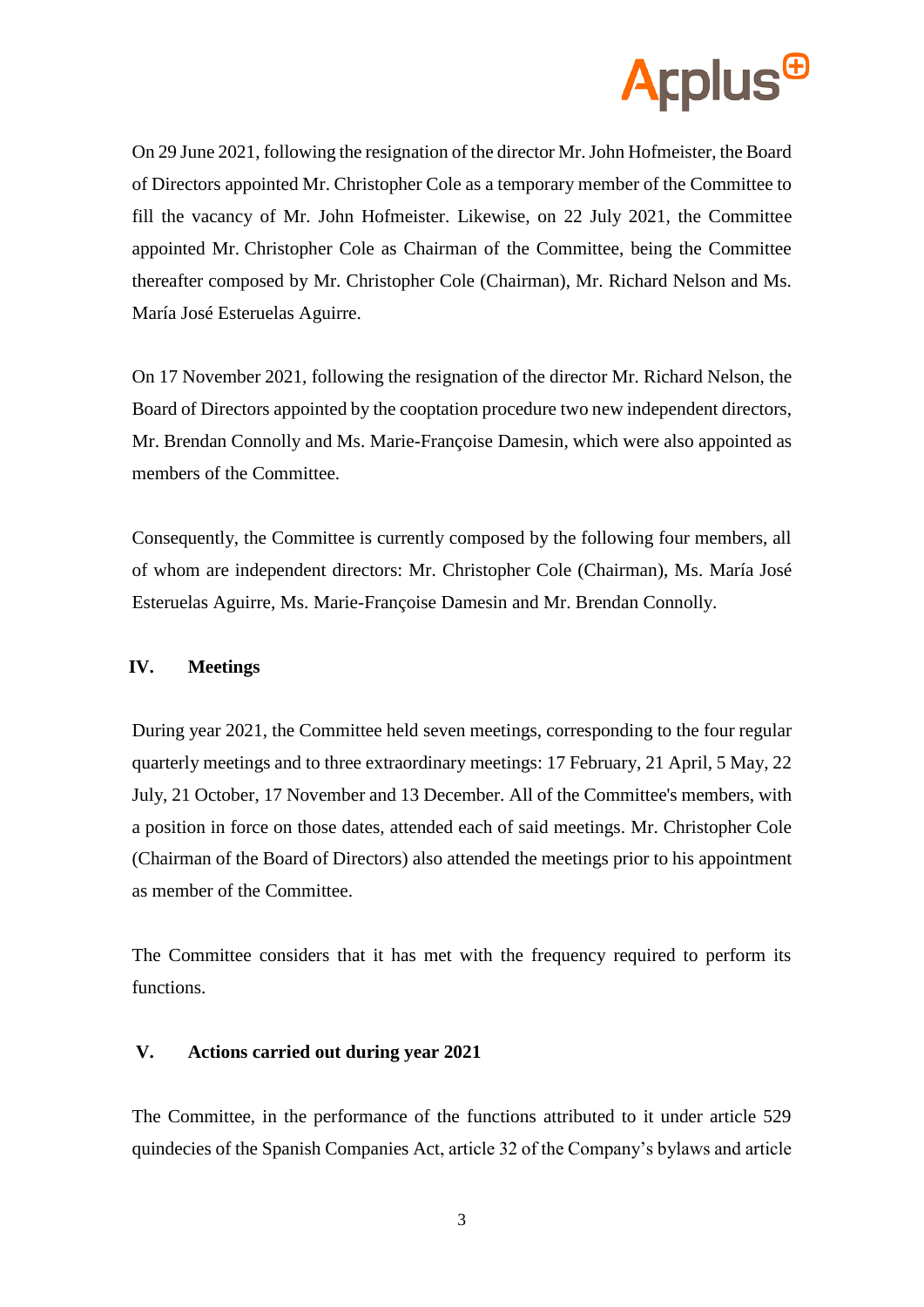On 29 June 2021, following the resignation of the director Mr. John Hofmeister, the Board of Directors appointed Mr. Christopher Cole as a temporary member of the Committee to fill the vacancy of Mr. John Hofmeister. Likewise, on 22 July 2021, the Committee appointed Mr. Christopher Cole as Chairman of the Committee, being the Committee thereafter composed by Mr. Christopher Cole (Chairman), Mr. Richard Nelson and Ms. María José Esteruelas Aguirre.

On 17 November 2021, following the resignation of the director Mr. Richard Nelson, the Board of Directors appointed by the cooptation procedure two new independent directors, Mr. Brendan Connolly and Ms. Marie-Françoise Damesin, which were also appointed as members of the Committee.

Consequently, the Committee is currently composed by the following four members, all of whom are independent directors: Mr. Christopher Cole (Chairman), Ms. María José Esteruelas Aguirre, Ms. Marie-Françoise Damesin and Mr. Brendan Connolly.

## IV. Meetings

During year 2021, the Committee held seven meetings, corresponding to the four regular quarterly meetings and to three extraordinary meetings: 17 February, 21 April, 5 May, 22 July, 21 October, 17 November and 13 December. All of the Committee's members, with a position in force on those dates, attended each of said meetings. Mr. Christopher Cole (Chairman of the Board of Directors) also attended the meetings prior to his appointment as member of the Committee.

The Committee considers that it has met with the frequency required to perform its functions.

## V. Actions carried out during year 2021

The Committee, in the performance of the functions attributed to it under article 529 quindecies of the Spanish Companies Act, article 32 of the Company's bylaws and article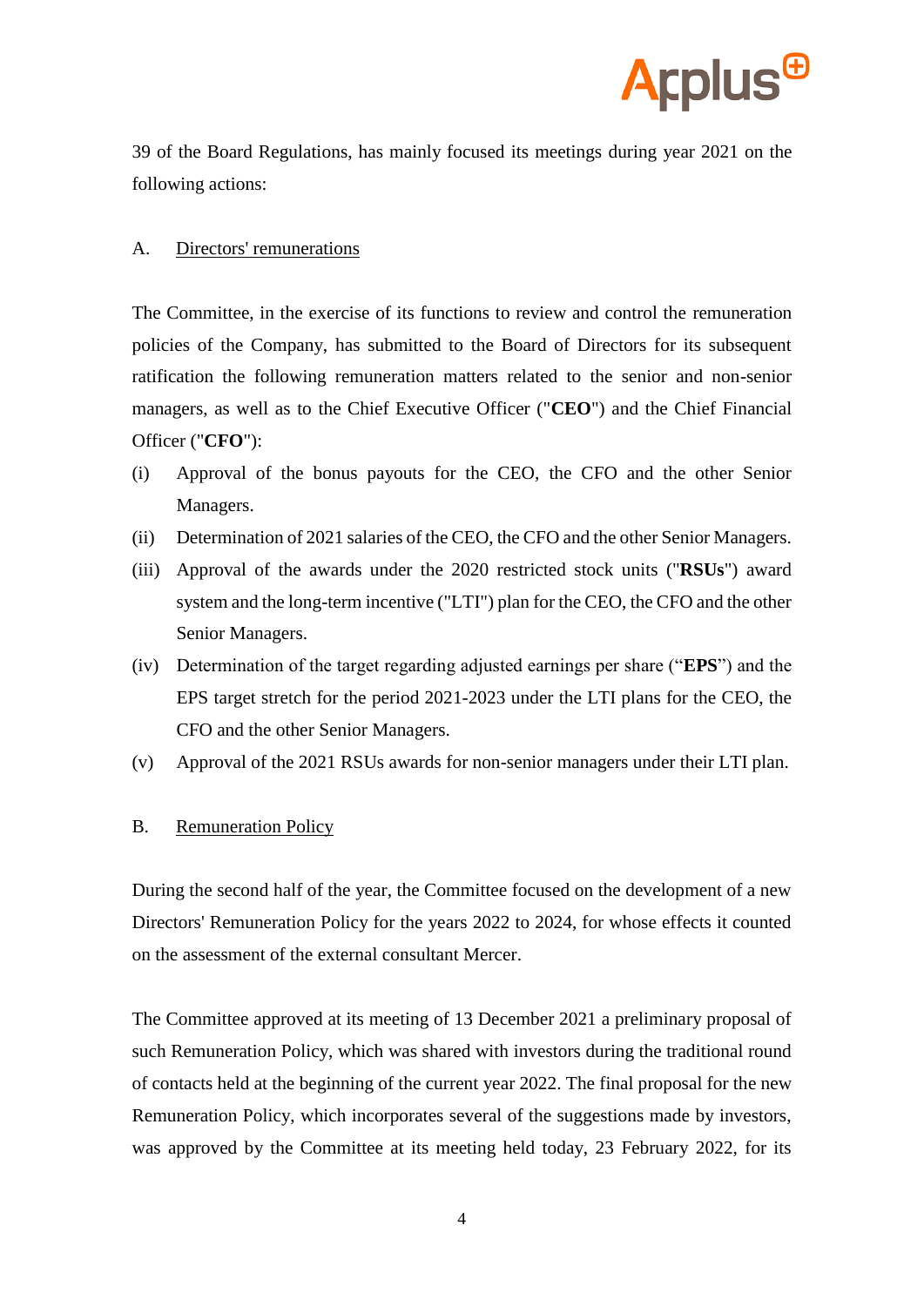39 of the Board Regulations, has mainly focused its meetings during year 2021 on the following actions:

A. <u>Directors' remunerations</u>

The Committee, in the exercise of its functions to review and control the remuneration policies of the Company, has submitted to the Board of Directors for its subsequent ratification the following remuneration matters related to the senior and non-senior managers, as well as to the Chief Executive Officer ("**CEO**") and the Chief Financial Officer ("**CFO**"):

(i) Approval of the bonus payouts for the CEO, the CFO and the other Senior Managers.

(ii) Determination of 2021 salaries of the CEO, the CFO and the other Senior Managers.

(iii) Approval of the awards under the 2020 restricted stock units ("**RSUs**") award system and the long-term incentive ("LTI") plan for the CEO, the CFO and the other Senior Managers.

(iv) Determination of the target regarding adjusted earnings per share ("**EPS**") and the EPS target stretch for the period 2021-2023 under the LTI plans for the CEO, the CFO and the other Senior Managers.

(v) Approval of the 2021 RSUs awards for non-senior managers under their LTI plan.

B. <u>Remuneration Policy</u>

During the second half of the year, the Committee focused on the development of a new Directors' Remuneration Policy for the years 2022 to 2024, for whose effects it counted on the assessment of the external consultant Mercer.

The Committee approved at its meeting of 13 December 2021 a preliminary proposal of such Remuneration Policy, which was shared with investors during the traditional round of contacts held at the beginning of the current year 2022. The final proposal for the new Remuneration Policy, which incorporates several of the suggestions made by investors, was approved by the Committee at its meeting held today, 23 February 2022, for its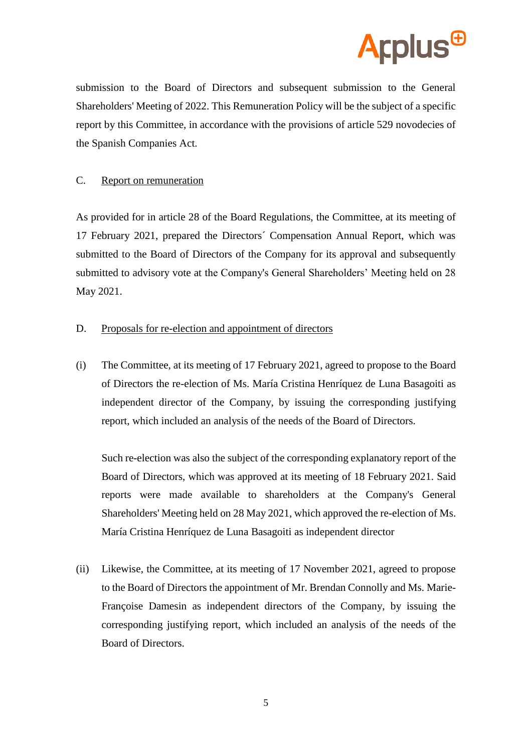submission to the Board of Directors and subsequent submission to the General Shareholders' Meeting of 2022. This Remuneration Policy will be the subject of a specific report by this Committee, in accordance with the provisions of article 529 novodecies of the Spanish Companies Act.

C. Report on remuneration

As provided for in article 28 of the Board Regulations, the Committee, at its meeting of 17 February 2021, prepared the Directors´ Compensation Annual Report, which was submitted to the Board of Directors of the Company for its approval and subsequently submitted to advisory vote at the Company's General Shareholders' Meeting held on 28 May 2021.

D. Proposals for re-election and appointment of directors

(i) The Committee, at its meeting of 17 February 2021, agreed to propose to the Board of Directors the re-election of Ms. María Cristina Henríquez de Luna Basagoiti as independent director of the Company, by issuing the corresponding justifying report, which included an analysis of the needs of the Board of Directors.

Such re-election was also the subject of the corresponding explanatory report of the Board of Directors, which was approved at its meeting of 18 February 2021. Said reports were made available to shareholders at the Company's General Shareholders' Meeting held on 28 May 2021, which approved the re-election of Ms. María Cristina Henríquez de Luna Basagoiti as independent director

(ii) Likewise, the Committee, at its meeting of 17 November 2021, agreed to propose to the Board of Directors the appointment of Mr. Brendan Connolly and Ms. Marie-Françoise Damesin as independent directors of the Company, by issuing the corresponding justifying report, which included an analysis of the needs of the Board of Directors.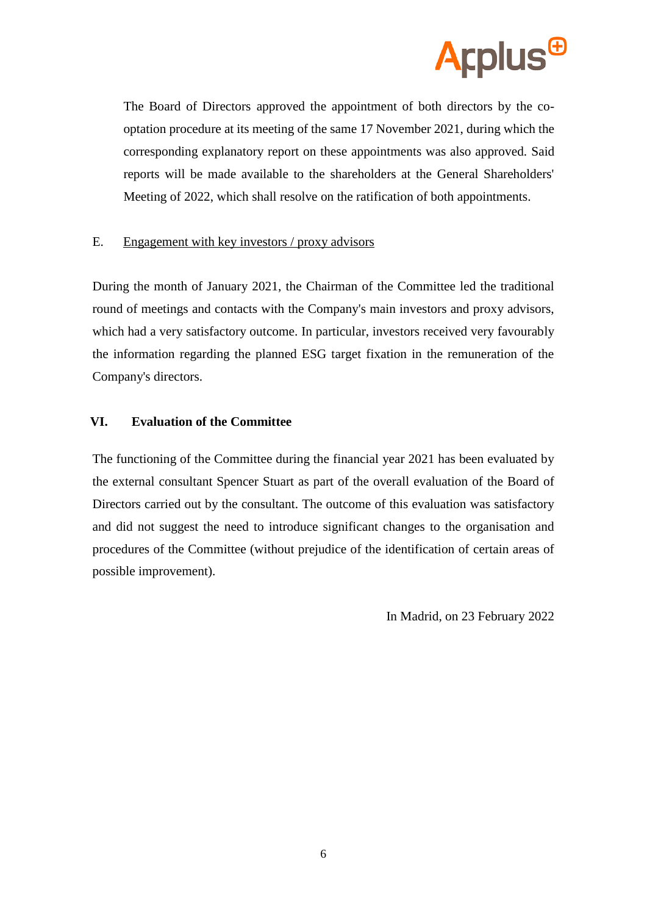The Board of Directors approved the appointment of both directors by the co-optation procedure at its meeting of the same 17 November 2021, during which the corresponding explanatory report on these appointments was also approved. Said reports will be made available to the shareholders at the General Shareholders' Meeting of 2022, which shall resolve on the ratification of both appointments.

E. Engagement with key investors / proxy advisors

During the month of January 2021, the Chairman of the Committee led the traditional round of meetings and contacts with the Company's main investors and proxy advisors, which had a very satisfactory outcome. In particular, investors received very favourably the information regarding the planned ESG target fixation in the remuneration of the Company's directors.

## VI. Evaluation of the Committee

The functioning of the Committee during the financial year 2021 has been evaluated by the external consultant Spencer Stuart as part of the overall evaluation of the Board of Directors carried out by the consultant. The outcome of this evaluation was satisfactory and did not suggest the need to introduce significant changes to the organisation and procedures of the Committee (without prejudice of the identification of certain areas of possible improvement).

In Madrid, on 23 February 2022